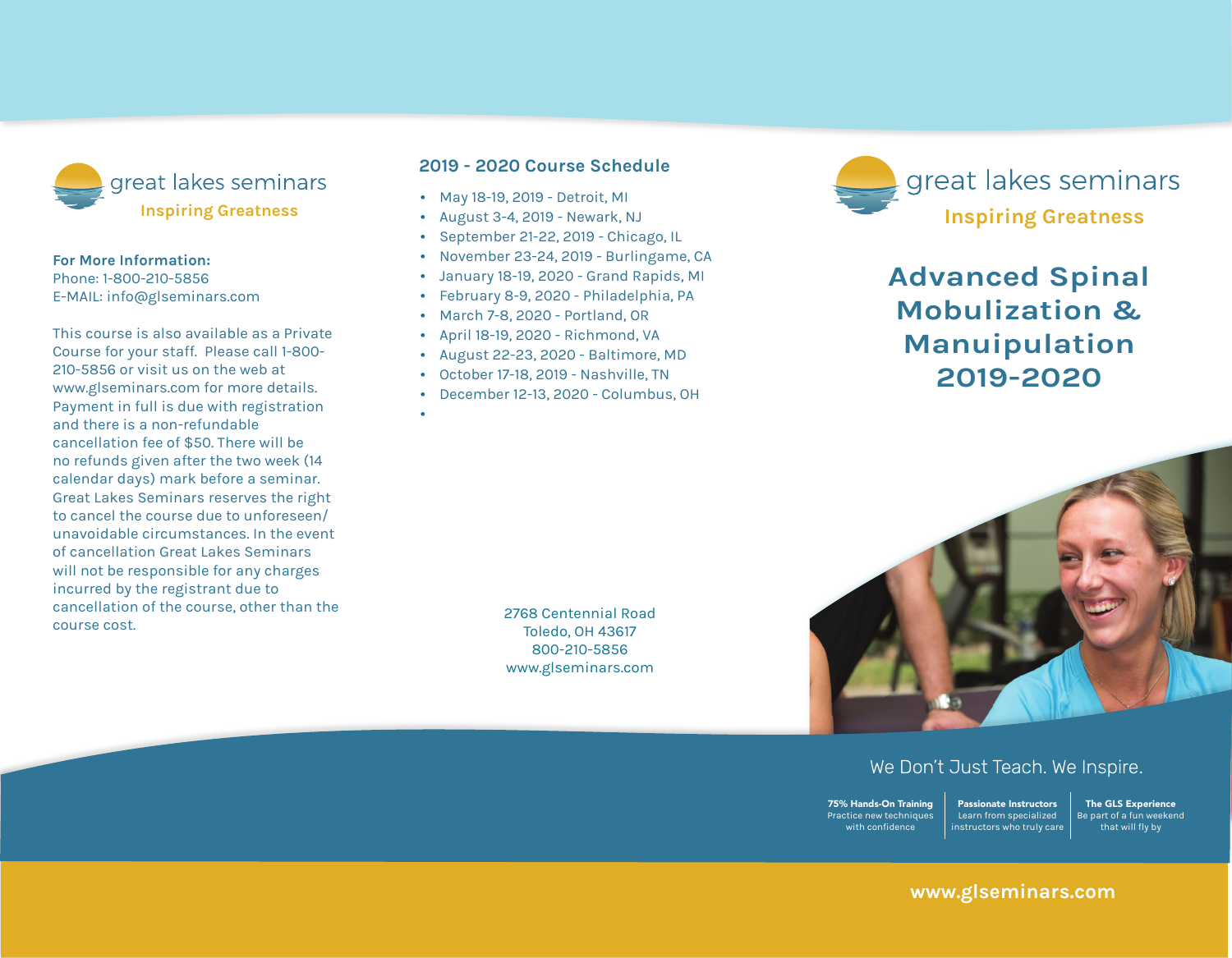great lakes seminars

Inspiring Greatness

**For More Information:**
Phone: 1-800-210-5856
E-MAIL: info@glseminars.com

This course is also available as a Private Course for your staff. Please call 1-800-210-5856 or visit us on the web at www.glseminars.com for more details. Payment in full is due with registration and there is a non-refundable cancellation fee of $50. There will be no refunds given after the two week (14 calendar days) mark before a seminar. Great Lakes Seminars reserves the right to cancel the course due to unforeseen/ unavoidable circumstances. In the event of cancellation Great Lakes Seminars will not be responsible for any charges incurred by the registrant due to cancellation of the course, other than the course cost.

## 2019 - 2020 Course Schedule

- May 18-19, 2019 - Detroit, MI
- August 3-4, 2019 - Newark, NJ
- September 21-22, 2019 - Chicago, IL
- November 23-24, 2019 - Burlingame, CA
- January 18-19, 2020 - Grand Rapids, MI
- February 8-9, 2020 - Philadelphia, PA
- March 7-8, 2020 - Portland, OR
- April 18-19, 2020 - Richmond, VA
- August 22-23, 2020 - Baltimore, MD
- October 17-18, 2019 - Nashville, TN
- December 12-13, 2020 - Columbus, OH

2768 Centennial Road
Toledo, OH 43617
800-210-5856
www.glseminars.com

great lakes seminars

Inspiring Greatness

# Advanced Spinal Mobulization & Manuipulation 2019-2020

We Don't Just Teach. We Inspire.

| 75% Hands-On Training | Passionate Instructors | The GLS Experience |
|---|---|---|
| Practice new techniques with confidence | Learn from specialized instructors who truly care | Be part of a fun weekend that will fly by |

www.glseminars.com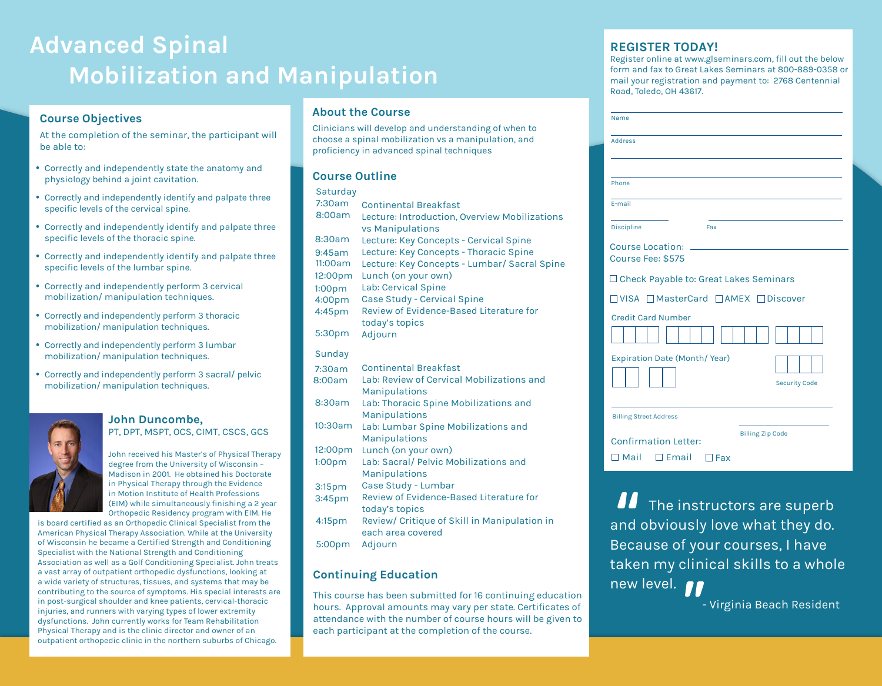# Advanced Spinal Mobilization and Manipulation

## Course Objectives

At the completion of the seminar, the participant will be able to:

- Correctly and independently state the anatomy and physiology behind a joint cavitation.
- Correctly and independently identify and palpate three specific levels of the cervical spine.
- Correctly and independently identify and palpate three specific levels of the thoracic spine.
- Correctly and independently identify and palpate three specific levels of the lumbar spine.
- Correctly and independently perform 3 cervical mobilization/ manipulation techniques.
- Correctly and independently perform 3 thoracic mobilization/ manipulation techniques.
- Correctly and independently perform 3 lumbar mobilization/ manipulation techniques.
- Correctly and independently perform 3 sacral/ pelvic mobilization/ manipulation techniques.

### John Duncombe,

PT, DPT, MSPT, OCS, CIMT, CSCS, GCS

John received his Master's of Physical Therapy degree from the University of Wisconsin – Madison in 2001. He obtained his Doctorate in Physical Therapy through the Evidence in Motion Institute of Health Professions (EIM) while simultaneously finishing a 2 year Orthopedic Residency program with EIM. He is board certified as an Orthopedic Clinical Specialist from the American Physical Therapy Association. While at the University of Wisconsin he became a Certified Strength and Conditioning Specialist with the National Strength and Conditioning Association as well as a Golf Conditioning Specialist. John treats a vast array of outpatient orthopedic dysfunctions, looking at a wide variety of structures, tissues, and systems that may be contributing to the source of symptoms. His special interests are in post-surgical shoulder and knee patients, cervical-thoracic injuries, and runners with varying types of lower extremity dysfunctions. John currently works for Team Rehabilitation Physical Therapy and is the clinic director and owner of an outpatient orthopedic clinic in the northern suburbs of Chicago.

## About the Course

Clinicians will develop and understanding of when to choose a spinal mobilization vs a manipulation, and proficiency in advanced spinal techniques

## Course Outline

**Saturday**

| | |
|---|---|
| 7:30am | Continental Breakfast |
| 8:00am | Lecture: Introduction, Overview Mobilizations vs Manipulations |
| 8:30am | Lecture: Key Concepts - Cervical Spine |
| 9:45am | Lecture: Key Concepts - Thoracic Spine |
| 11:00am | Lecture: Key Concepts - Lumbar/ Sacral Spine |
| 12:00pm | Lunch (on your own) |
| 1:00pm | Lab: Cervical Spine |
| 4:00pm | Case Study - Cervical Spine |
| 4:45pm | Review of Evidence-Based Literature for today's topics |
| 5:30pm | Adjourn |

**Sunday**

| | |
|---|---|
| 7:30am | Continental Breakfast |
| 8:00am | Lab: Review of Cervical Mobilizations and Manipulations |
| 8:30am | Lab: Thoracic Spine Mobilizations and Manipulations |
| 10:30am | Lab: Lumbar Spine Mobilizations and Manipulations |
| 12:00pm | Lunch (on your own) |
| 1:00pm | Lab: Sacral/ Pelvic Mobilizations and Manipulations |
| 3:15pm | Case Study - Lumbar |
| 3:45pm | Review of Evidence-Based Literature for today's topics |
| 4:15pm | Review/ Critique of Skill in Manipulation in each area covered |
| 5:00pm | Adjourn |

## Continuing Education

This course has been submitted for 16 continuing education hours. Approval amounts may vary per state. Certificates of attendance with the number of course hours will be given to each participant at the completion of the course.

## REGISTER TODAY!

Register online at www.glseminars.com, fill out the below form and fax to Great Lakes Seminars at 800-889-0358 or mail your registration and payment to: 2768 Centennial Road, Toledo, OH 43617.

Name

Address

Phone

E-mail

Discipline

Fax

Course Location:

Course Fee: $575

☐ Check Payable to: Great Lakes Seminars

☐ VISA ☐ MasterCard ☐ AMEX ☐ Discover

Credit Card Number

Expiration Date (Month/ Year)

Security Code

Billing Street Address

Billing Zip Code

Confirmation Letter:

☐ Mail ☐ Email ☐ Fax

> "The instructors are superb and obviously love what they do. Because of your courses, I have taken my clinical skills to a whole new level."
>
> - Virginia Beach Resident